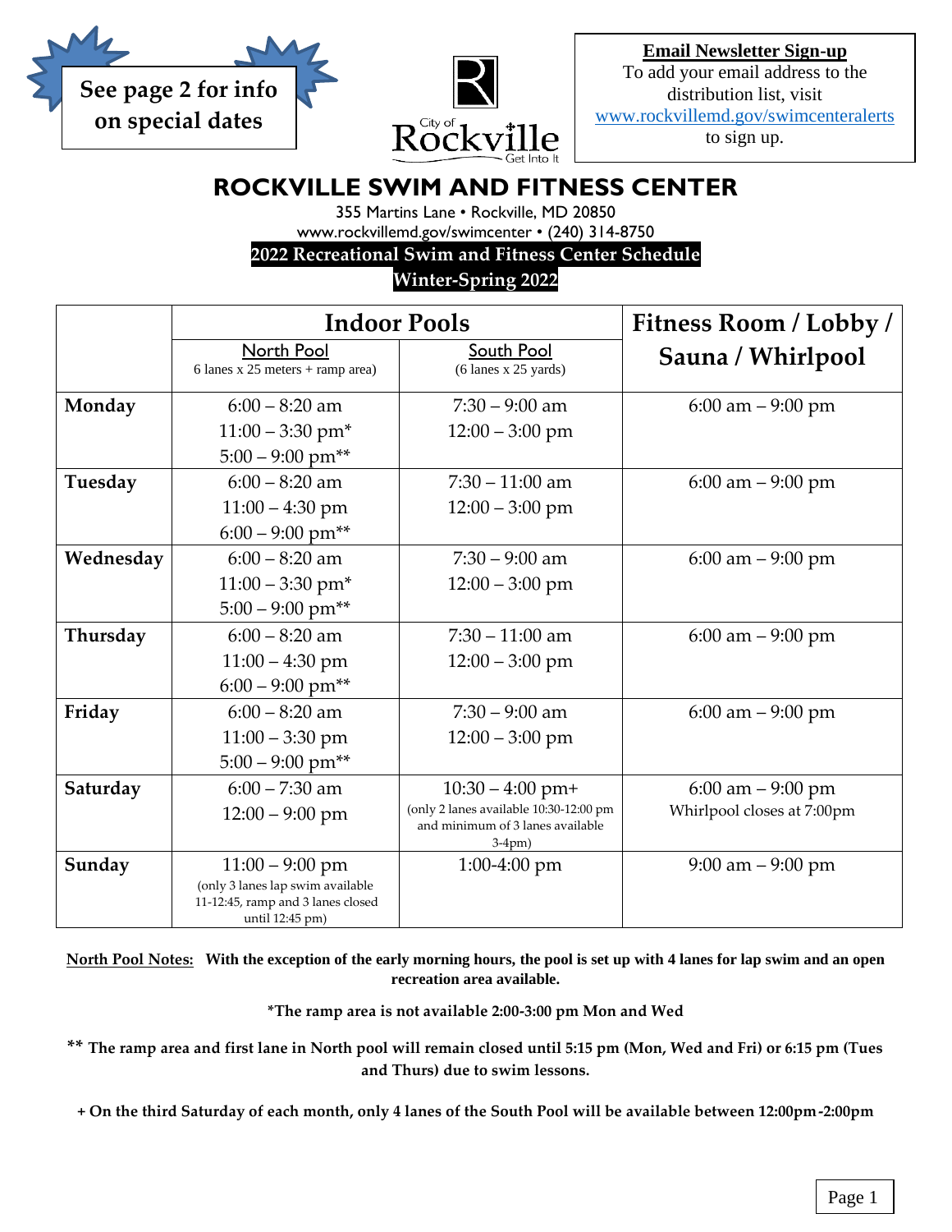See page 2 for info on special dates

**Email Newsletter Sign-up**
To add your email address to the distribution list, visit www.rockvillemd.gov/swimcenteralerts to sign up.

# ROCKVILLE SWIM AND FITNESS CENTER

355 Martins Lane • Rockville, MD 20850
www.rockvillemd.gov/swimcenter • (240) 314-8750

**2022 Recreational Swim and Fitness Center Schedule**
**Winter-Spring 2022**

| | Indoor Pools | | Fitness Room / Lobby / Sauna / Whirlpool |
|---|---|---|---|
| | North Pool (6 lanes x 25 meters + ramp area) | South Pool (6 lanes x 25 yards) | |
| **Monday** | 6:00 – 8:20 am<br>11:00 – 3:30 pm*<br>5:00 – 9:00 pm** | 7:30 – 9:00 am<br>12:00 – 3:00 pm | 6:00 am – 9:00 pm |
| **Tuesday** | 6:00 – 8:20 am<br>11:00 – 4:30 pm<br>6:00 – 9:00 pm** | 7:30 – 11:00 am<br>12:00 – 3:00 pm | 6:00 am – 9:00 pm |
| **Wednesday** | 6:00 – 8:20 am<br>11:00 – 3:30 pm*<br>5:00 – 9:00 pm** | 7:30 – 9:00 am<br>12:00 – 3:00 pm | 6:00 am – 9:00 pm |
| **Thursday** | 6:00 – 8:20 am<br>11:00 – 4:30 pm<br>6:00 – 9:00 pm** | 7:30 – 11:00 am<br>12:00 – 3:00 pm | 6:00 am – 9:00 pm |
| **Friday** | 6:00 – 8:20 am<br>11:00 – 3:30 pm<br>5:00 – 9:00 pm** | 7:30 – 9:00 am<br>12:00 – 3:00 pm | 6:00 am – 9:00 pm |
| **Saturday** | 6:00 – 7:30 am<br>12:00 – 9:00 pm | 10:30 – 4:00 pm+<br>(only 2 lanes available 10:30-12:00 pm and minimum of 3 lanes available 3-4pm) | 6:00 am – 9:00 pm<br>Whirlpool closes at 7:00pm |
| **Sunday** | 11:00 – 9:00 pm<br>(only 3 lanes lap swim available 11-12:45, ramp and 3 lanes closed until 12:45 pm) | 1:00-4:00 pm | 9:00 am – 9:00 pm |

**North Pool Notes: With the exception of the early morning hours, the pool is set up with 4 lanes for lap swim and an open recreation area available.**

**\*The ramp area is not available 2:00-3:00 pm Mon and Wed**

**\*\* The ramp area and first lane in North pool will remain closed until 5:15 pm (Mon, Wed and Fri) or 6:15 pm (Tues and Thurs) due to swim lessons.**

**+ On the third Saturday of each month, only 4 lanes of the South Pool will be available between 12:00pm-2:00pm**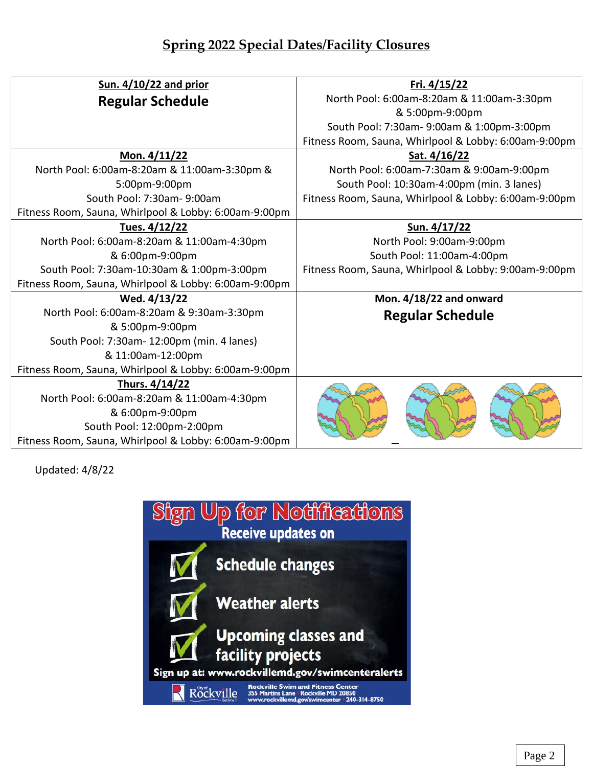## Spring 2022 Special Dates/Facility Closures

| | |
|---|---|
| **Sun. 4/10/22 and prior**<br>**Regular Schedule** | **Fri. 4/15/22**<br>North Pool: 6:00am-8:20am & 11:00am-3:30pm & 5:00pm-9:00pm<br>South Pool: 7:30am- 9:00am & 1:00pm-3:00pm<br>Fitness Room, Sauna, Whirlpool & Lobby: 6:00am-9:00pm |
| **Mon. 4/11/22**<br>North Pool: 6:00am-8:20am & 11:00am-3:30pm & 5:00pm-9:00pm<br>South Pool: 7:30am- 9:00am<br>Fitness Room, Sauna, Whirlpool & Lobby: 6:00am-9:00pm | **Sat. 4/16/22**<br>North Pool: 6:00am-7:30am & 9:00am-9:00pm<br>South Pool: 10:30am-4:00pm (min. 3 lanes)<br>Fitness Room, Sauna, Whirlpool & Lobby: 6:00am-9:00pm |
| **Tues. 4/12/22**<br>North Pool: 6:00am-8:20am & 11:00am-4:30pm & 6:00pm-9:00pm<br>South Pool: 7:30am-10:30am & 1:00pm-3:00pm<br>Fitness Room, Sauna, Whirlpool & Lobby: 6:00am-9:00pm | **Sun. 4/17/22**<br>North Pool: 9:00am-9:00pm<br>South Pool: 11:00am-4:00pm<br>Fitness Room, Sauna, Whirlpool & Lobby: 9:00am-9:00pm |
| **Wed. 4/13/22**<br>North Pool: 6:00am-8:20am & 9:30am-3:30pm & 5:00pm-9:00pm<br>South Pool: 7:30am- 12:00pm (min. 4 lanes) & 11:00am-12:00pm<br>Fitness Room, Sauna, Whirlpool & Lobby: 6:00am-9:00pm | **Mon. 4/18/22 and onward**<br>**Regular Schedule** |
| **Thurs. 4/14/22**<br>North Pool: 6:00am-8:20am & 11:00am-4:30pm & 6:00pm-9:00pm<br>South Pool: 12:00pm-2:00pm<br>Fitness Room, Sauna, Whirlpool & Lobby: 6:00am-9:00pm | |

Updated: 4/8/22

**Sign Up for Notifications**

Receive updates on

- Schedule changes
- Weather alerts
- Upcoming classes and facility projects

Sign up at: www.rockvillemd.gov/swimcenteralerts

City of Rockville

Rockville Swim and Fitness Center
355 Martins Lane • Rockville MD 20850
www.rockvillemd.gov/swimcenter • 240-314-8750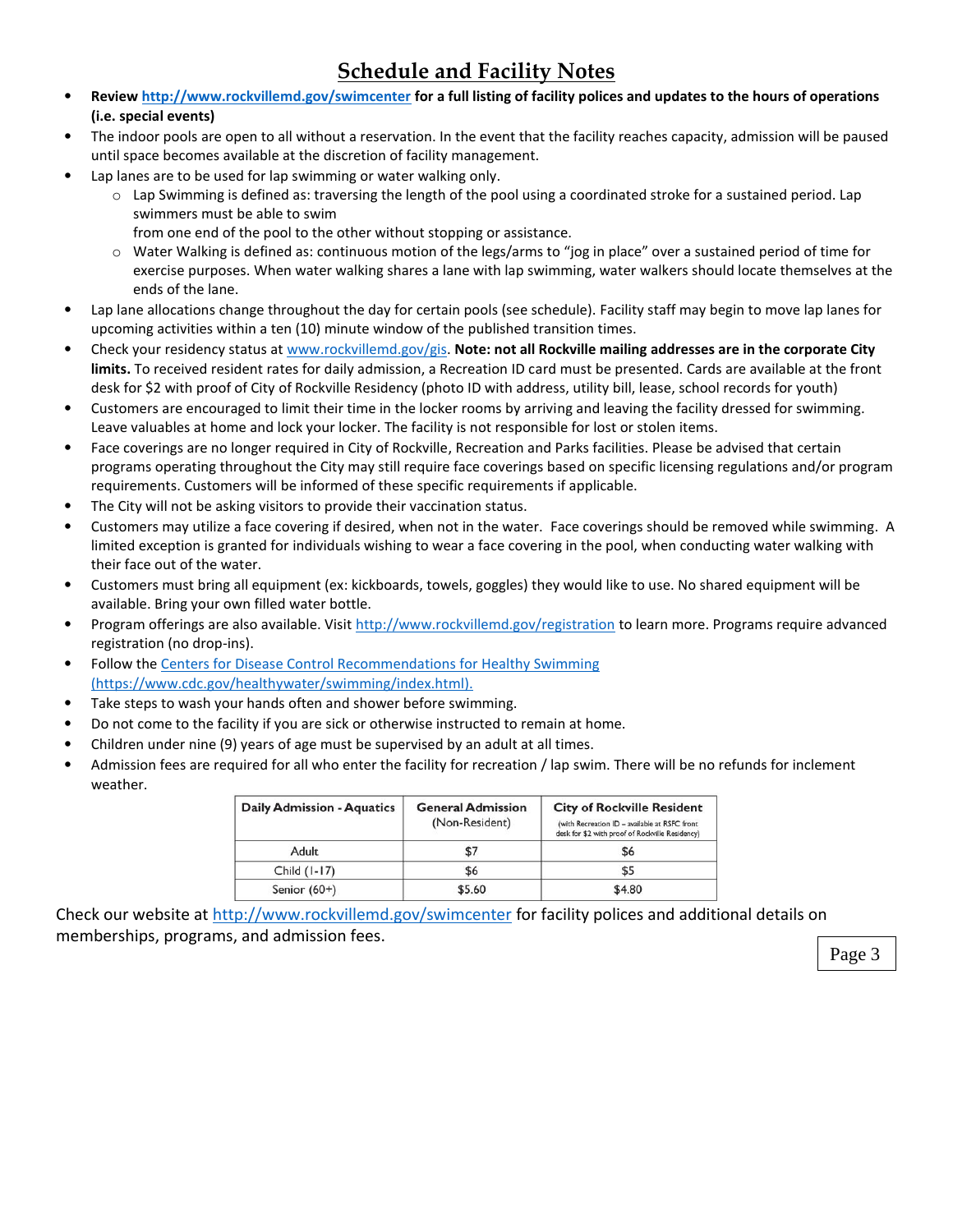## Schedule and Facility Notes

- **Review [http://www.rockvillemd.gov/swimcenter](http://www.rockvillemd.gov/swimcenter) for a full listing of facility polices and updates to the hours of operations (i.e. special events)**
- The indoor pools are open to all without a reservation. In the event that the facility reaches capacity, admission will be paused until space becomes available at the discretion of facility management.
- Lap lanes are to be used for lap swimming or water walking only.
  - Lap Swimming is defined as: traversing the length of the pool using a coordinated stroke for a sustained period. Lap swimmers must be able to swim from one end of the pool to the other without stopping or assistance.
  - Water Walking is defined as: continuous motion of the legs/arms to "jog in place" over a sustained period of time for exercise purposes. When water walking shares a lane with lap swimming, water walkers should locate themselves at the ends of the lane.
- Lap lane allocations change throughout the day for certain pools (see schedule). Facility staff may begin to move lap lanes for upcoming activities within a ten (10) minute window of the published transition times.
- Check your residency status at [www.rockvillemd.gov/gis](www.rockvillemd.gov/gis). **Note: not all Rockville mailing addresses are in the corporate City limits.** To received resident rates for daily admission, a Recreation ID card must be presented. Cards are available at the front desk for $2 with proof of City of Rockville Residency (photo ID with address, utility bill, lease, school records for youth)
- Customers are encouraged to limit their time in the locker rooms by arriving and leaving the facility dressed for swimming. Leave valuables at home and lock your locker. The facility is not responsible for lost or stolen items.
- Face coverings are no longer required in City of Rockville, Recreation and Parks facilities. Please be advised that certain programs operating throughout the City may still require face coverings based on specific licensing regulations and/or program requirements. Customers will be informed of these specific requirements if applicable.
- The City will not be asking visitors to provide their vaccination status.
- Customers may utilize a face covering if desired, when not in the water. Face coverings should be removed while swimming. A limited exception is granted for individuals wishing to wear a face covering in the pool, when conducting water walking with their face out of the water.
- Customers must bring all equipment (ex: kickboards, towels, goggles) they would like to use. No shared equipment will be available. Bring your own filled water bottle.
- Program offerings are also available. Visit [http://www.rockvillemd.gov/registration](http://www.rockvillemd.gov/registration) to learn more. Programs require advanced registration (no drop-ins).
- Follow the [Centers for Disease Control Recommendations for Healthy Swimming (https://www.cdc.gov/healthywater/swimming/index.html).](https://www.cdc.gov/healthywater/swimming/index.html)
- Take steps to wash your hands often and shower before swimming.
- Do not come to the facility if you are sick or otherwise instructed to remain at home.
- Children under nine (9) years of age must be supervised by an adult at all times.
- Admission fees are required for all who enter the facility for recreation / lap swim. There will be no refunds for inclement weather.

| Daily Admission - Aquatics | General Admission (Non-Resident) | City of Rockville Resident (with Recreation ID – available at RSFC front desk for $2 with proof of Rockville Residency) |
|---|---|---|
| Adult | $7 | $6 |
| Child (1-17) | $6 | $5 |
| Senior (60+) | $5.60 | $4.80 |

Check our website at [http://www.rockvillemd.gov/swimcenter](http://www.rockvillemd.gov/swimcenter) for facility polices and additional details on memberships, programs, and admission fees.